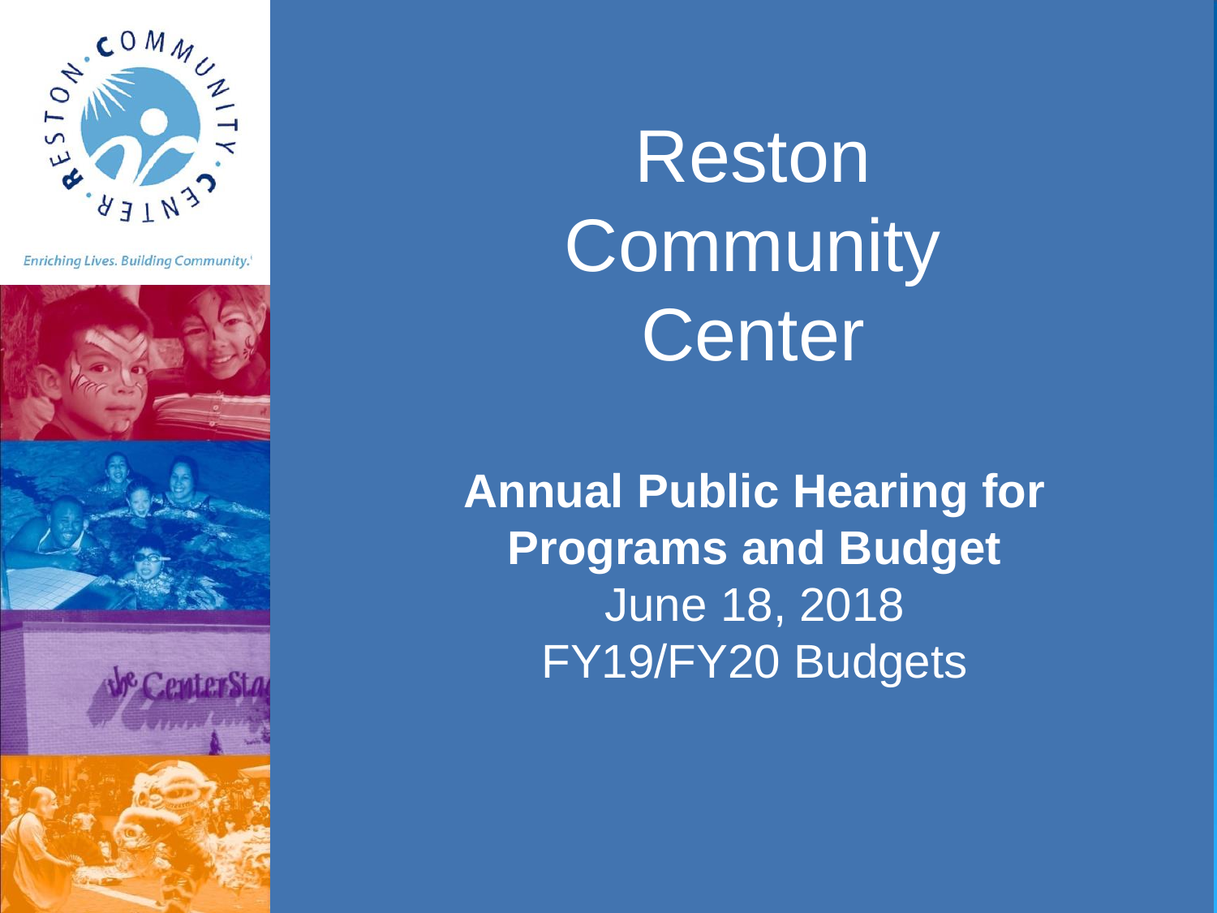Enriching Lives. Building Community.

# Reston Community Center

**Annual Public Hearing for Programs and Budget**

June 18, 2018

FY19/FY20 Budgets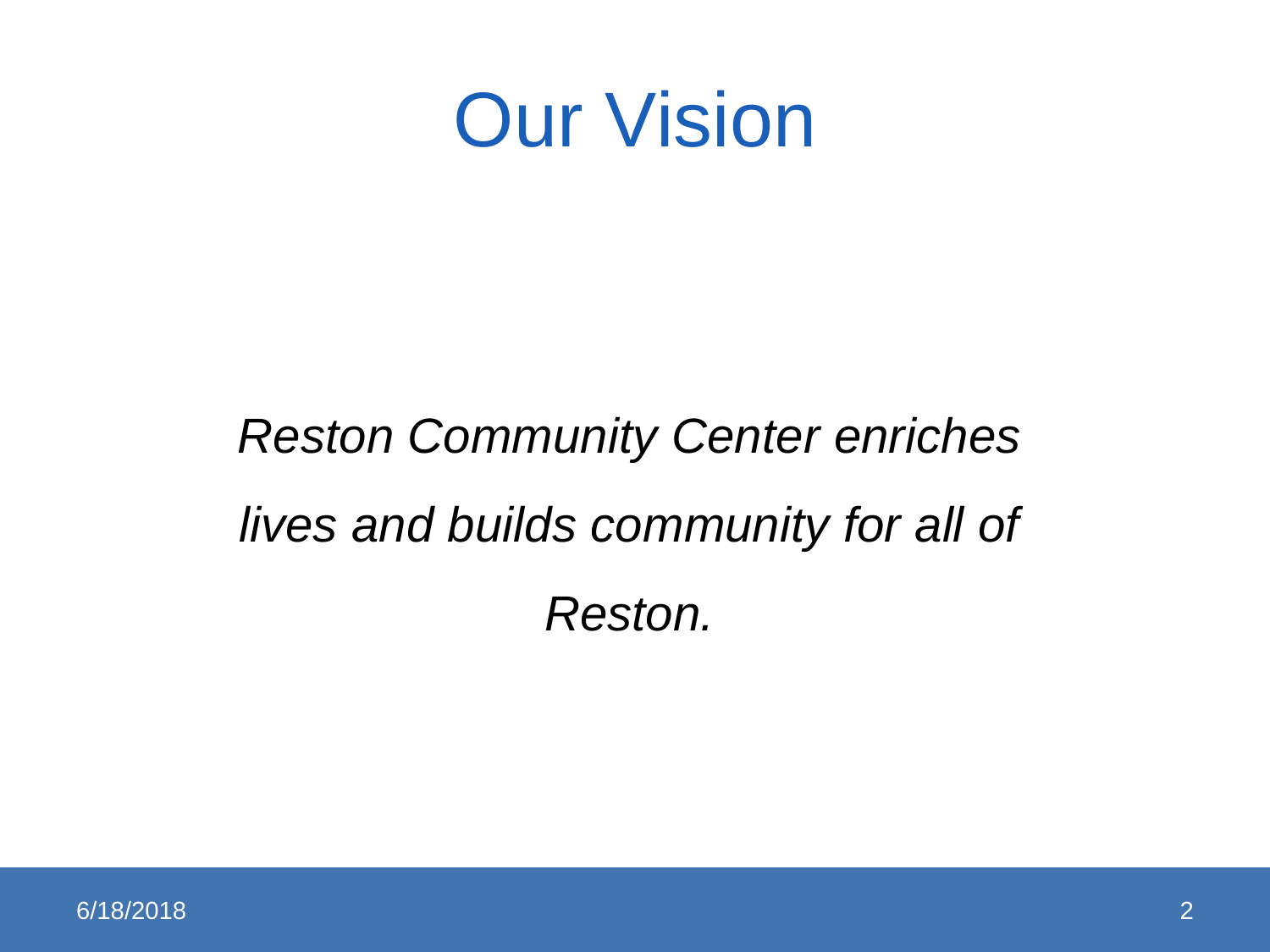# Our Vision

*Reston Community Center enriches lives and builds community for all of Reston.*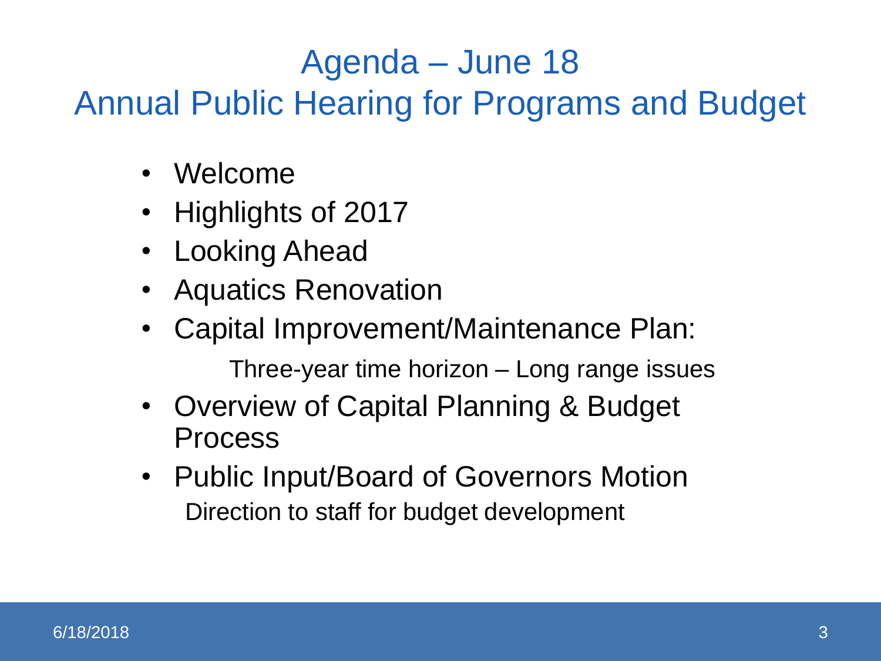# Agenda – June 18
## Annual Public Hearing for Programs and Budget

- Welcome
- Highlights of 2017
- Looking Ahead
- Aquatics Renovation
- Capital Improvement/Maintenance Plan:

  Three-year time horizon – Long range issues
- Overview of Capital Planning & Budget Process
- Public Input/Board of Governors Motion

  Direction to staff for budget development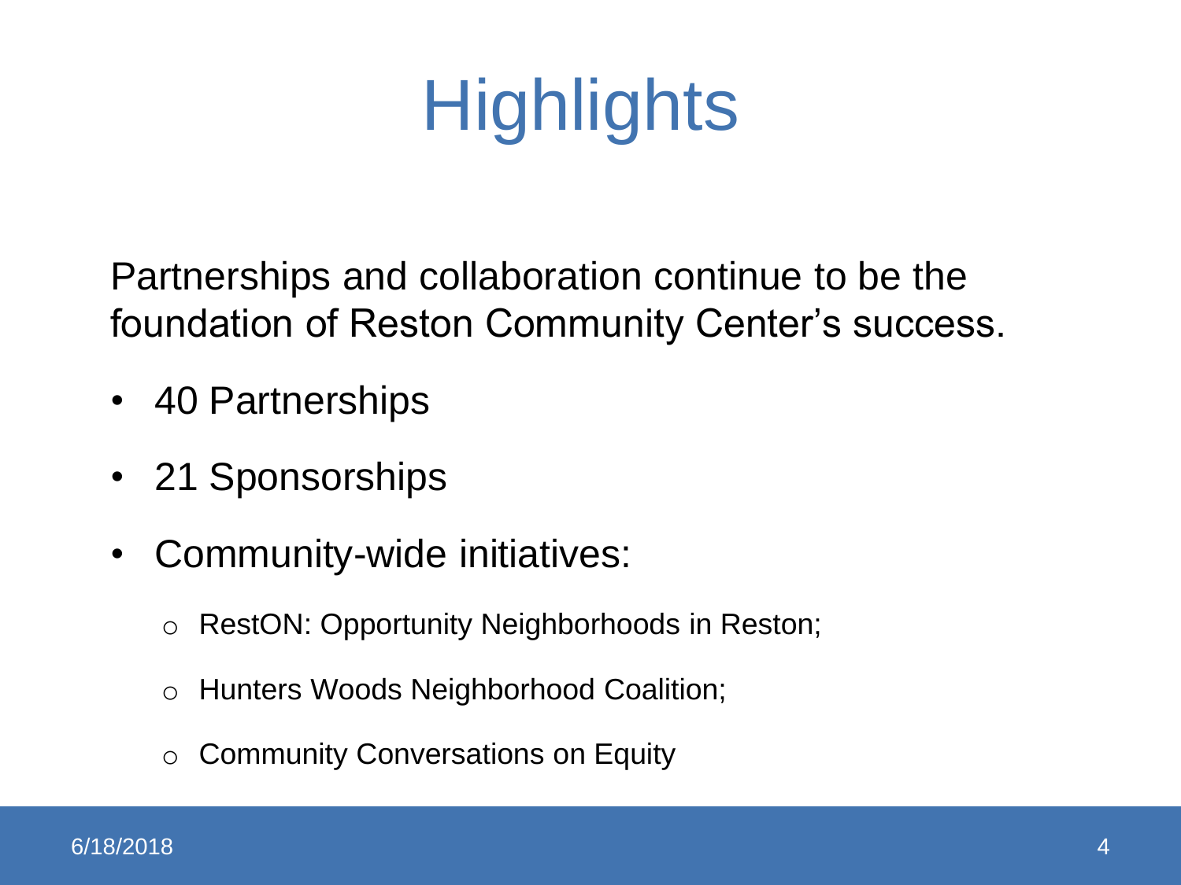# Highlights

Partnerships and collaboration continue to be the foundation of Reston Community Center's success.

- 40 Partnerships
- 21 Sponsorships
- Community-wide initiatives:
  - RestON: Opportunity Neighborhoods in Reston;
  - Hunters Woods Neighborhood Coalition;
  - Community Conversations on Equity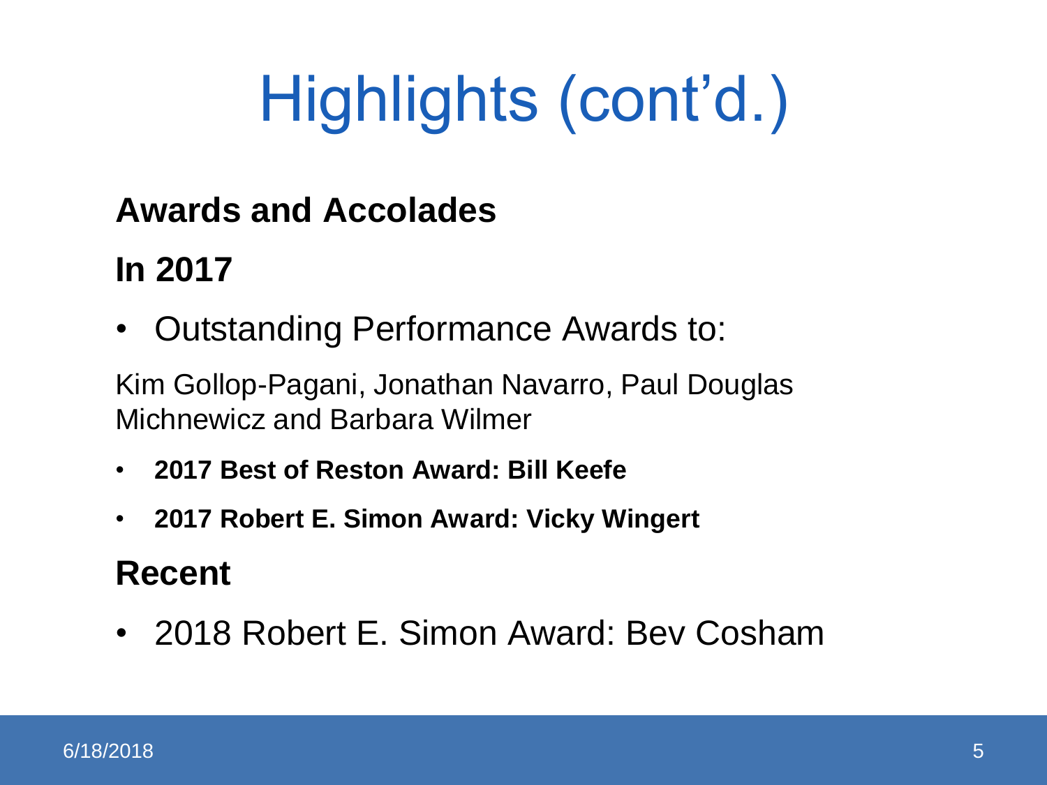# Highlights (cont'd.)

**Awards and Accolades**

**In 2017**

- Outstanding Performance Awards to:

Kim Gollop-Pagani, Jonathan Navarro, Paul Douglas Michnewicz and Barbara Wilmer

- **2017 Best of Reston Award: Bill Keefe**
- **2017 Robert E. Simon Award: Vicky Wingert**

**Recent**

- 2018 Robert E. Simon Award: Bev Cosham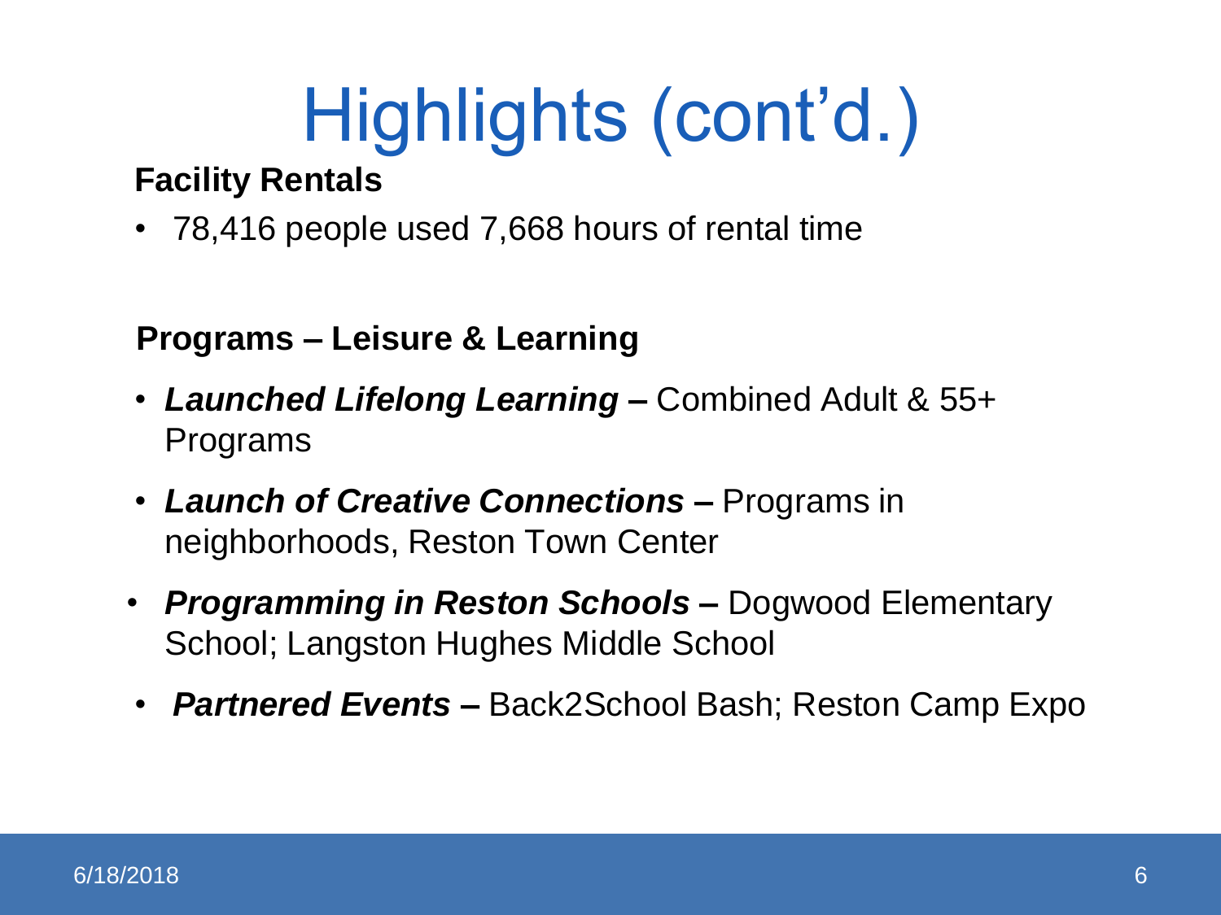# Highlights (cont'd.)

**Facility Rentals**

- 78,416 people used 7,668 hours of rental time

**Programs – Leisure & Learning**

- ***Launched Lifelong Learning –*** Combined Adult & 55+ Programs
- ***Launch of Creative Connections –*** Programs in neighborhoods, Reston Town Center
- ***Programming in Reston Schools –*** Dogwood Elementary School; Langston Hughes Middle School
- ***Partnered Events –*** Back2School Bash; Reston Camp Expo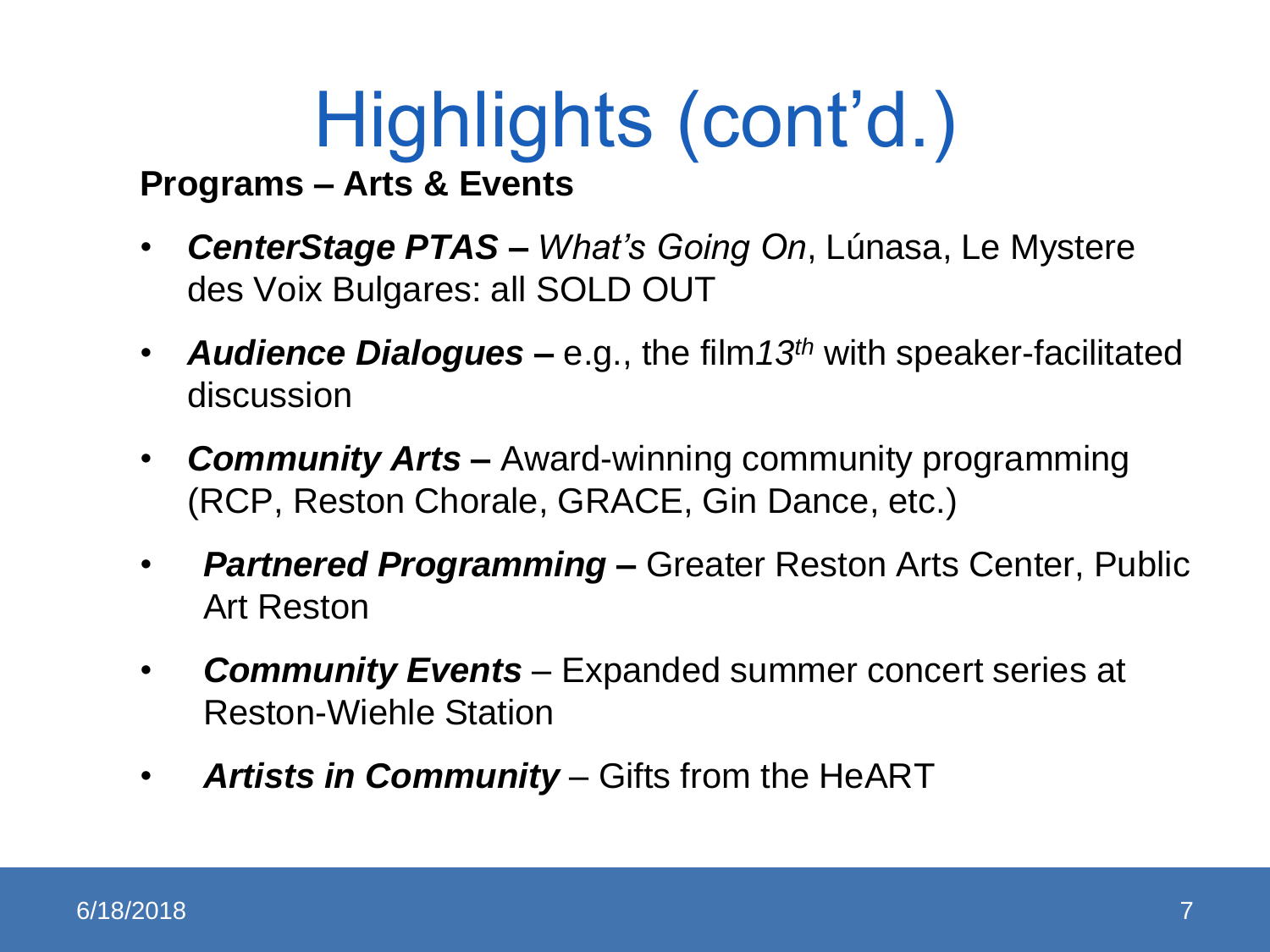# Highlights (cont'd.)

**Programs – Arts & Events**

- ***CenterStage PTAS –*** *What's Going On*, Lúnasa, Le Mystere des Voix Bulgares: all SOLD OUT
- ***Audience Dialogues –*** e.g., the film *13th* with speaker-facilitated discussion
- ***Community Arts –*** Award-winning community programming (RCP, Reston Chorale, GRACE, Gin Dance, etc.)
- ***Partnered Programming –*** Greater Reston Arts Center, Public Art Reston
- ***Community Events*** – Expanded summer concert series at Reston-Wiehle Station
- ***Artists in Community*** – Gifts from the HeART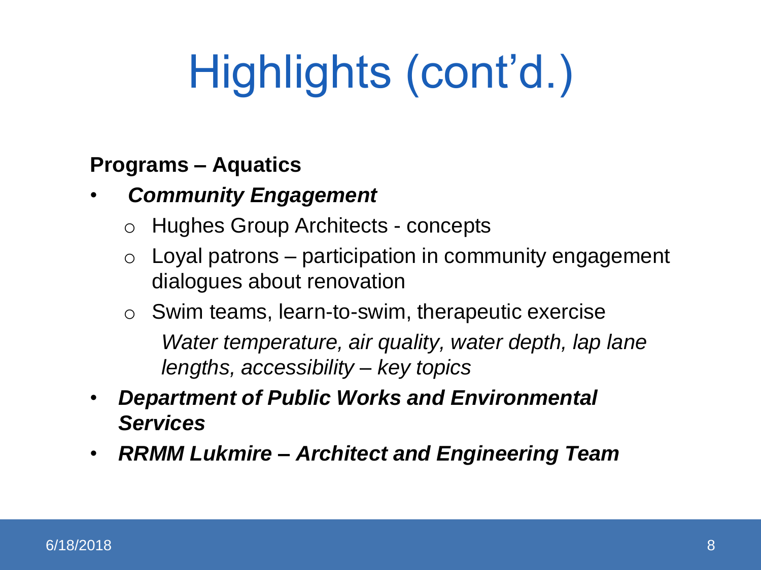# Highlights (cont'd.)

**Programs – Aquatics**

- ***Community Engagement***
  - Hughes Group Architects - concepts
  - Loyal patrons – participation in community engagement dialogues about renovation
  - Swim teams, learn-to-swim, therapeutic exercise

    *Water temperature, air quality, water depth, lap lane lengths, accessibility – key topics*
- ***Department of Public Works and Environmental Services***
- ***RRMM Lukmire – Architect and Engineering Team***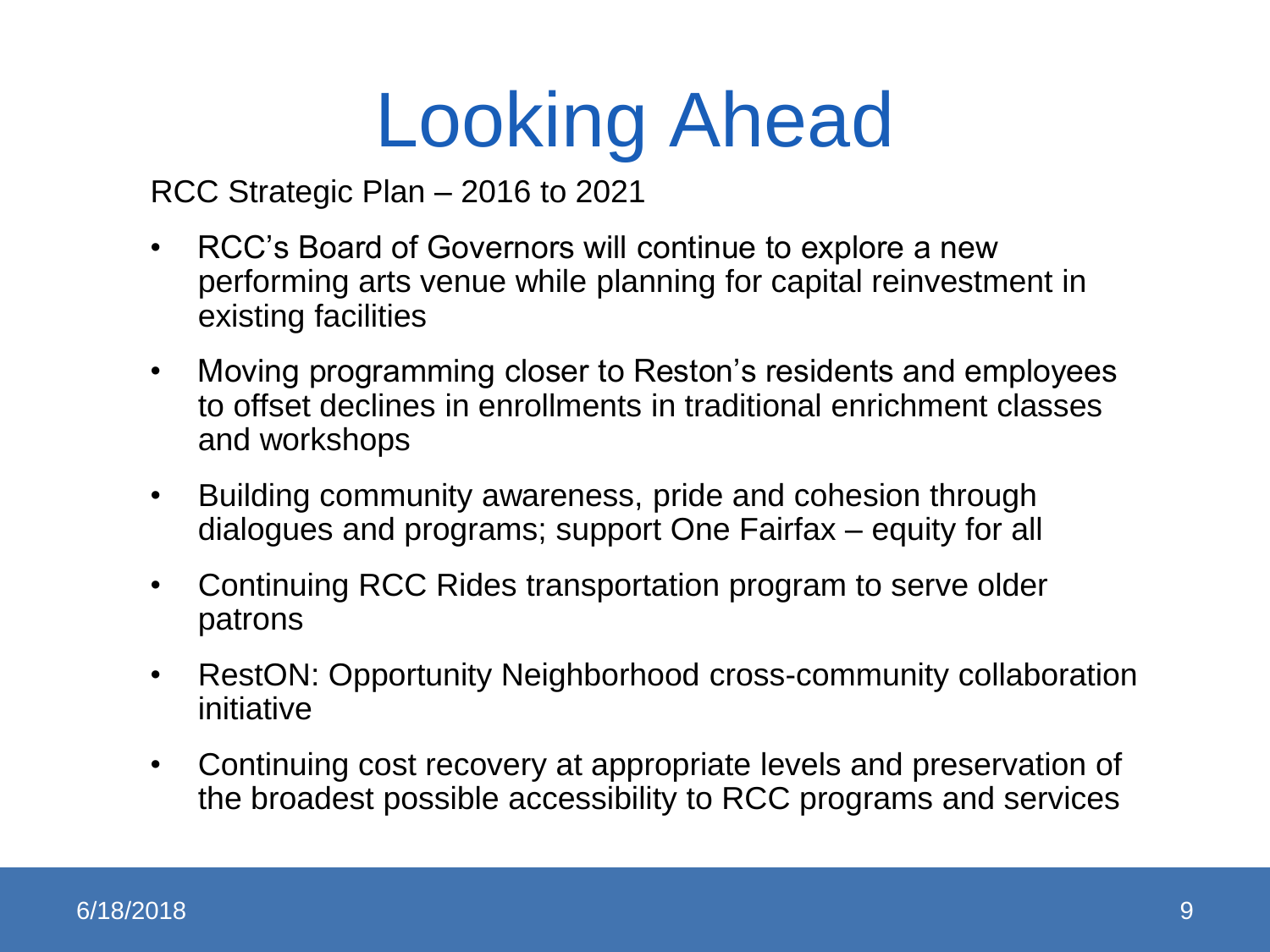# Looking Ahead

RCC Strategic Plan – 2016 to 2021

- RCC's Board of Governors will continue to explore a new performing arts venue while planning for capital reinvestment in existing facilities
- Moving programming closer to Reston's residents and employees to offset declines in enrollments in traditional enrichment classes and workshops
- Building community awareness, pride and cohesion through dialogues and programs; support One Fairfax – equity for all
- Continuing RCC Rides transportation program to serve older patrons
- RestON: Opportunity Neighborhood cross-community collaboration initiative
- Continuing cost recovery at appropriate levels and preservation of the broadest possible accessibility to RCC programs and services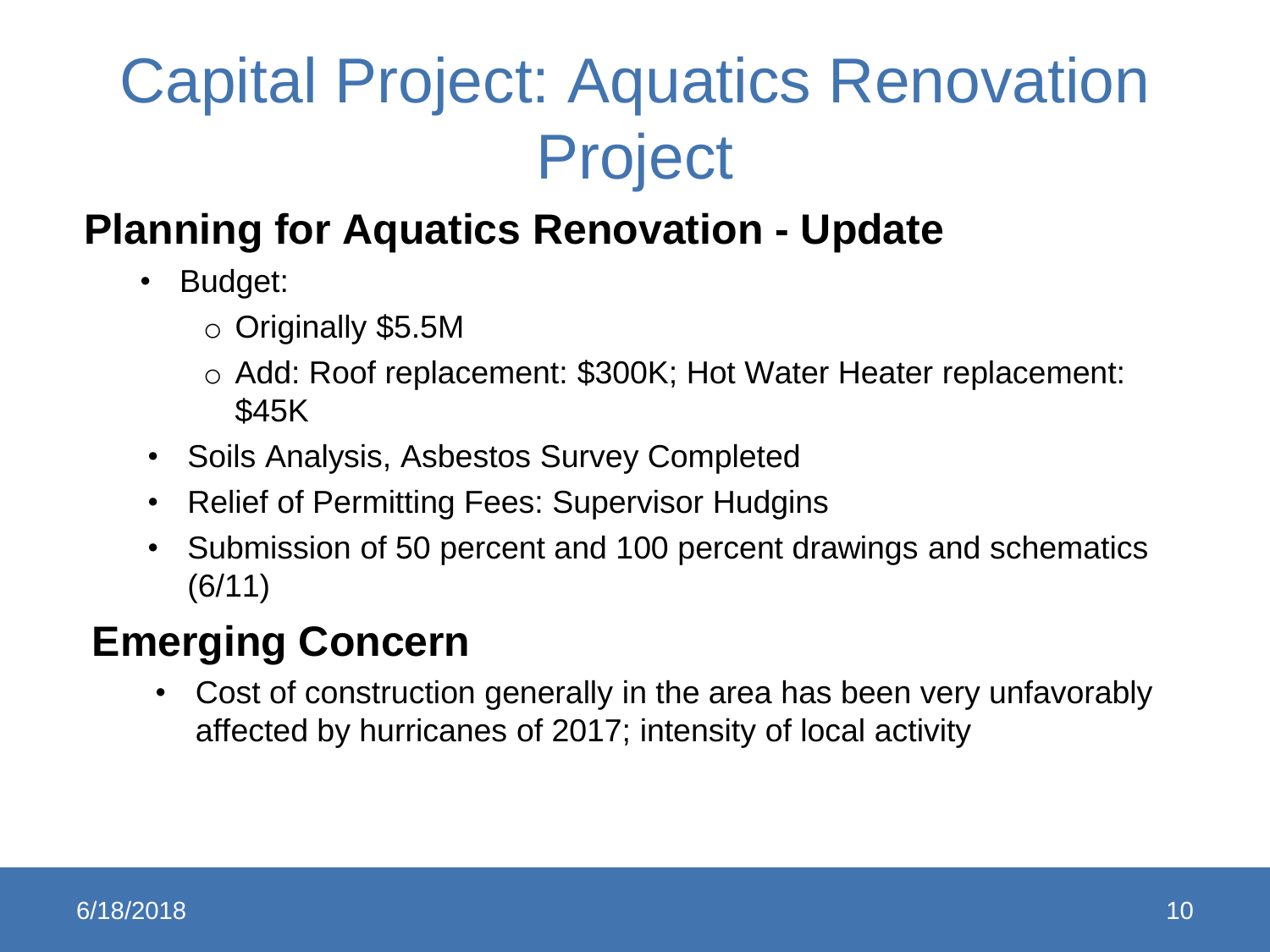# Capital Project: Aquatics Renovation Project

## Planning for Aquatics Renovation - Update

- Budget:
  - Originally $5.5M
  - Add: Roof replacement: $300K; Hot Water Heater replacement: $45K
- Soils Analysis, Asbestos Survey Completed
- Relief of Permitting Fees: Supervisor Hudgins
- Submission of 50 percent and 100 percent drawings and schematics (6/11)

## Emerging Concern

- Cost of construction generally in the area has been very unfavorably affected by hurricanes of 2017; intensity of local activity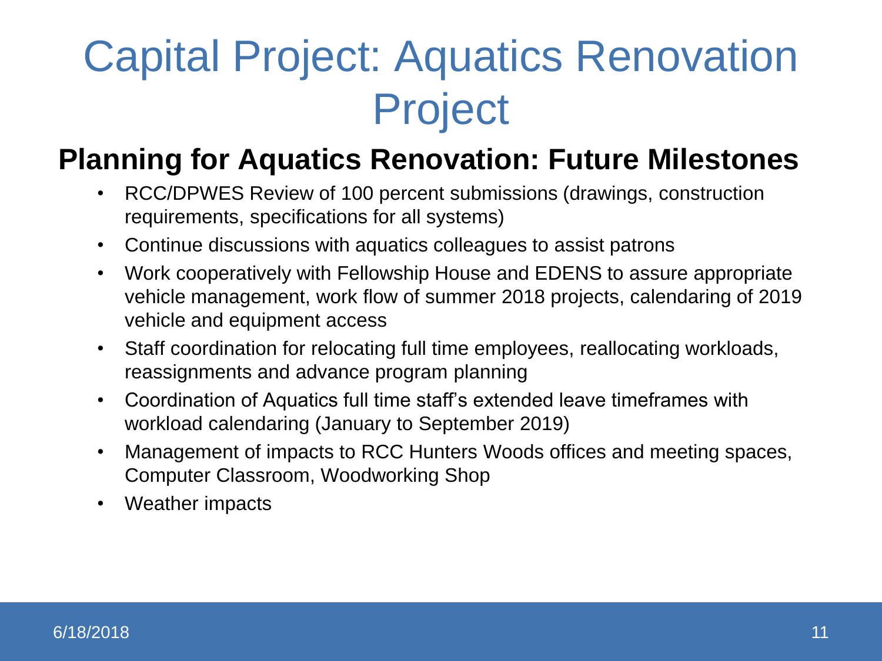# Capital Project: Aquatics Renovation Project

## Planning for Aquatics Renovation: Future Milestones

- RCC/DPWES Review of 100 percent submissions (drawings, construction requirements, specifications for all systems)
- Continue discussions with aquatics colleagues to assist patrons
- Work cooperatively with Fellowship House and EDENS to assure appropriate vehicle management, work flow of summer 2018 projects, calendaring of 2019 vehicle and equipment access
- Staff coordination for relocating full time employees, reallocating workloads, reassignments and advance program planning
- Coordination of Aquatics full time staff's extended leave timeframes with workload calendaring (January to September 2019)
- Management of impacts to RCC Hunters Woods offices and meeting spaces, Computer Classroom, Woodworking Shop
- Weather impacts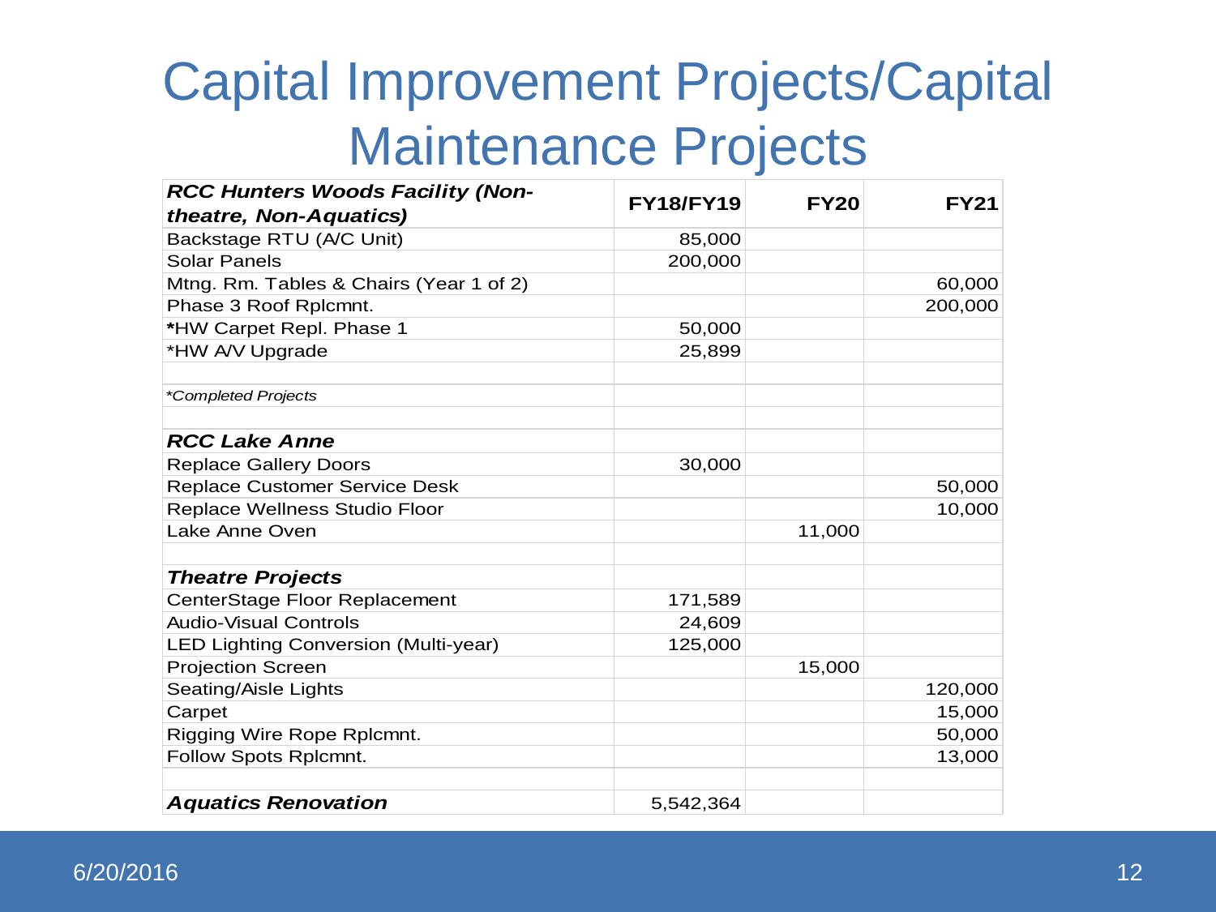# Capital Improvement Projects/Capital Maintenance Projects

| ***RCC Hunters Woods Facility (Non-theatre, Non-Aquatics)*** | **FY18/FY19** | **FY20** | **FY21** |
|---|---|---|---|
| Backstage RTU (A/C Unit) | 85,000 | | |
| Solar Panels | 200,000 | | |
| Mtng. Rm. Tables & Chairs (Year 1 of 2) | | | 60,000 |
| Phase 3 Roof Rplcmnt. | | | 200,000 |
| **\***HW Carpet Repl. Phase 1 | 50,000 | | |
| *HW A/V Upgrade | 25,899 | | |
| | | | |
| *\*Completed Projects* | | | |
| | | | |
| ***RCC Lake Anne*** | | | |
| Replace Gallery Doors | 30,000 | | |
| Replace Customer Service Desk | | | 50,000 |
| Replace Wellness Studio Floor | | | 10,000 |
| Lake Anne Oven | | 11,000 | |
| | | | |
| ***Theatre Projects*** | | | |
| CenterStage Floor Replacement | 171,589 | | |
| Audio-Visual Controls | 24,609 | | |
| LED Lighting Conversion (Multi-year) | 125,000 | | |
| Projection Screen | | 15,000 | |
| Seating/Aisle Lights | | | 120,000 |
| Carpet | | | 15,000 |
| Rigging Wire Rope Rplcmnt. | | | 50,000 |
| Follow Spots Rplcmnt. | | | 13,000 |
| | | | |
| ***Aquatics Renovation*** | 5,542,364 | | |

6/20/2016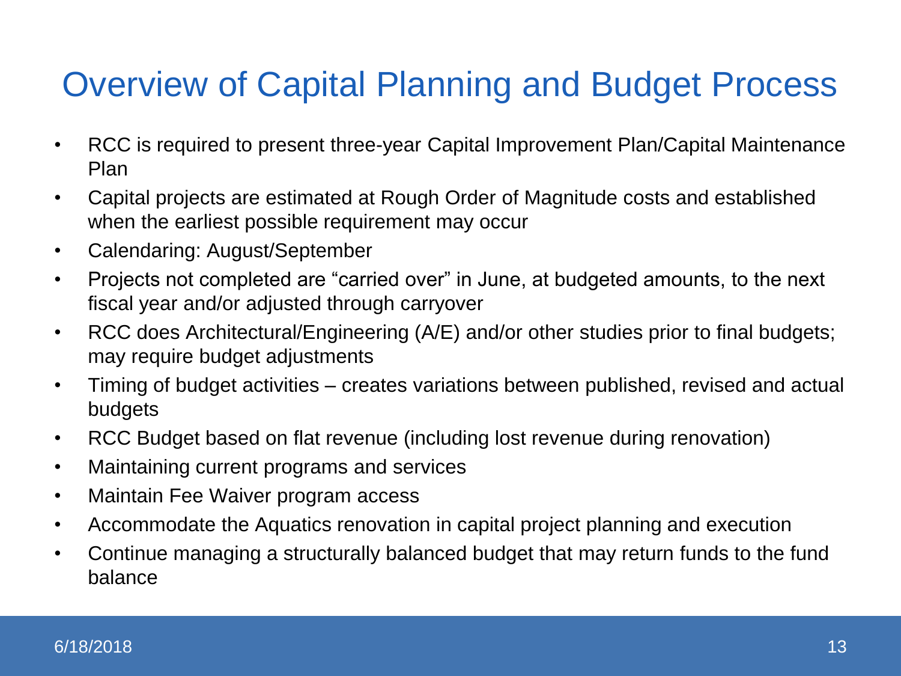# Overview of Capital Planning and Budget Process

- RCC is required to present three-year Capital Improvement Plan/Capital Maintenance Plan
- Capital projects are estimated at Rough Order of Magnitude costs and established when the earliest possible requirement may occur
- Calendaring: August/September
- Projects not completed are “carried over” in June, at budgeted amounts, to the next fiscal year and/or adjusted through carryover
- RCC does Architectural/Engineering (A/E) and/or other studies prior to final budgets; may require budget adjustments
- Timing of budget activities – creates variations between published, revised and actual budgets
- RCC Budget based on flat revenue (including lost revenue during renovation)
- Maintaining current programs and services
- Maintain Fee Waiver program access
- Accommodate the Aquatics renovation in capital project planning and execution
- Continue managing a structurally balanced budget that may return funds to the fund balance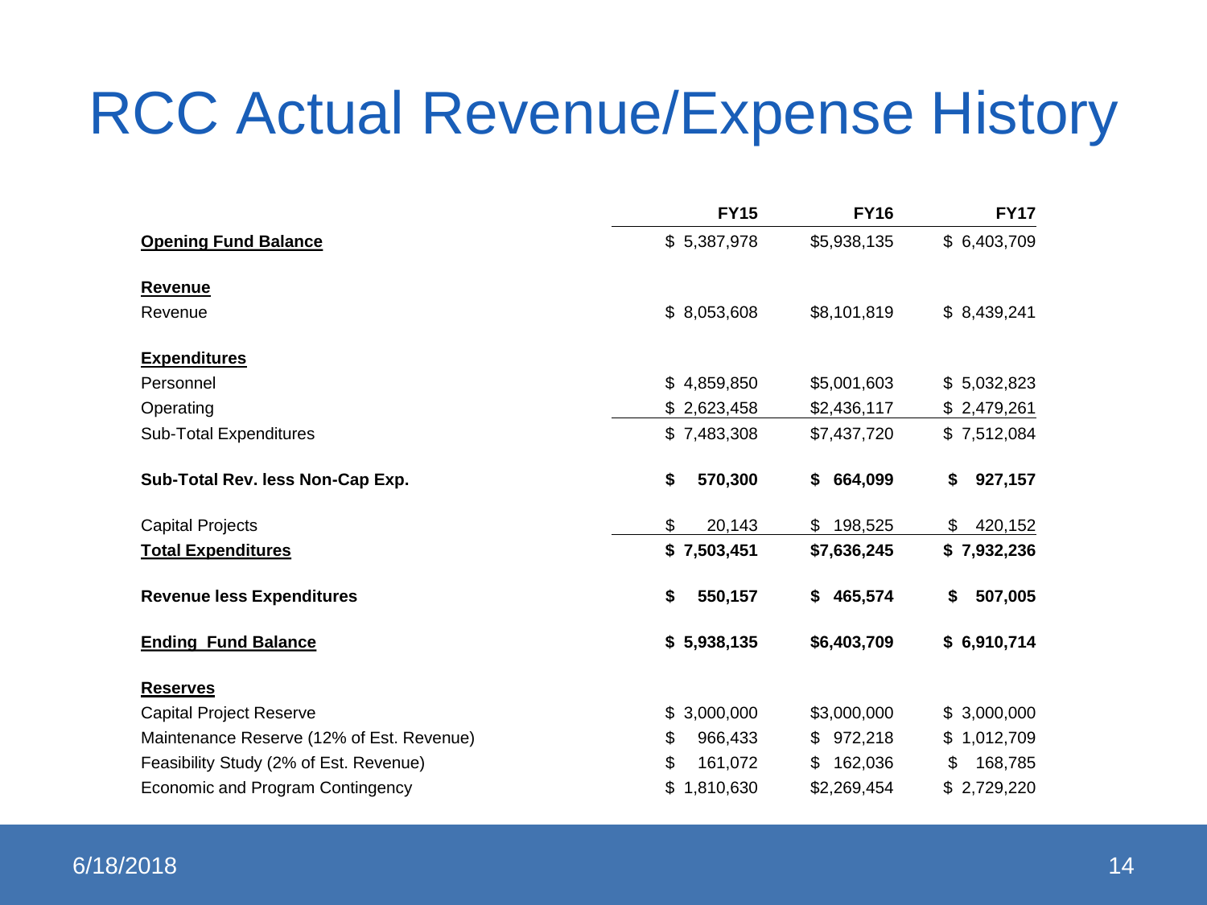# RCC Actual Revenue/Expense History

| | FY15 | FY16 | FY17 |
|---|---|---|---|
| **Opening Fund Balance** | $ 5,387,978 | $5,938,135 | $ 6,403,709 |
| **Revenue** | | | |
| Revenue | $ 8,053,608 | $8,101,819 | $ 8,439,241 |
| **Expenditures** | | | |
| Personnel | $ 4,859,850 | $5,001,603 | $ 5,032,823 |
| Operating | $ 2,623,458 | $2,436,117 | $ 2,479,261 |
| Sub-Total Expenditures | $ 7,483,308 | $7,437,720 | $ 7,512,084 |
| **Sub-Total Rev. less Non-Cap Exp.** | **$ 570,300** | **$ 664,099** | **$ 927,157** |
| Capital Projects | $ 20,143 | $ 198,525 | $ 420,152 |
| **Total Expenditures** | **$ 7,503,451** | **$7,636,245** | **$ 7,932,236** |
| **Revenue less Expenditures** | **$ 550,157** | **$ 465,574** | **$ 507,005** |
| **Ending Fund Balance** | **$ 5,938,135** | **$6,403,709** | **$ 6,910,714** |
| **Reserves** | | | |
| Capital Project Reserve | $ 3,000,000 | $3,000,000 | $ 3,000,000 |
| Maintenance Reserve (12% of Est. Revenue) | $ 966,433 | $ 972,218 | $ 1,012,709 |
| Feasibility Study (2% of Est. Revenue) | $ 161,072 | $ 162,036 | $ 168,785 |
| Economic and Program Contingency | $ 1,810,630 | $2,269,454 | $ 2,729,220 |

6/18/2018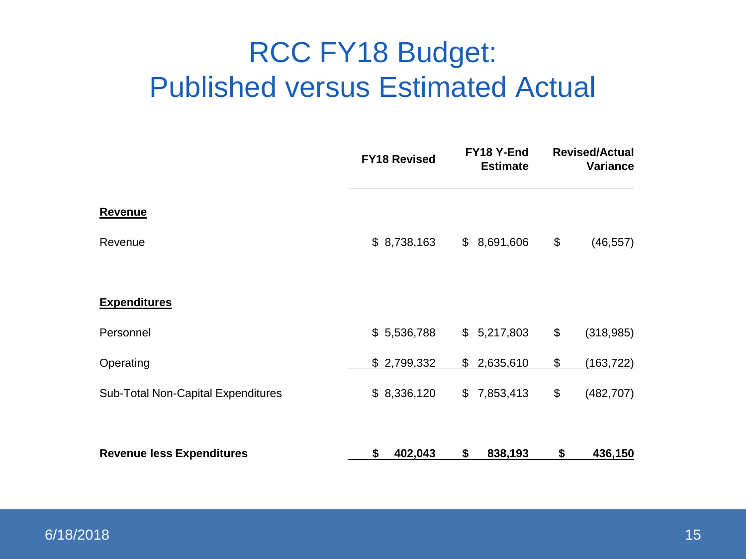# RCC FY18 Budget: Published versus Estimated Actual

| | FY18 Revised | FY18 Y-End Estimate | Revised/Actual Variance |
|---|---|---|---|
| **Revenue** | | | |
| Revenue | $ 8,738,163 | $ 8,691,606 | $ (46,557) |
| **Expenditures** | | | |
| Personnel | $ 5,536,788 | $ 5,217,803 | $ (318,985) |
| Operating | $ 2,799,332 | $ 2,635,610 | $ (163,722) |
| Sub-Total Non-Capital Expenditures | $ 8,336,120 | $ 7,853,413 | $ (482,707) |
| **Revenue less Expenditures** | **$ 402,043** | **$ 838,193** | **$ 436,150** |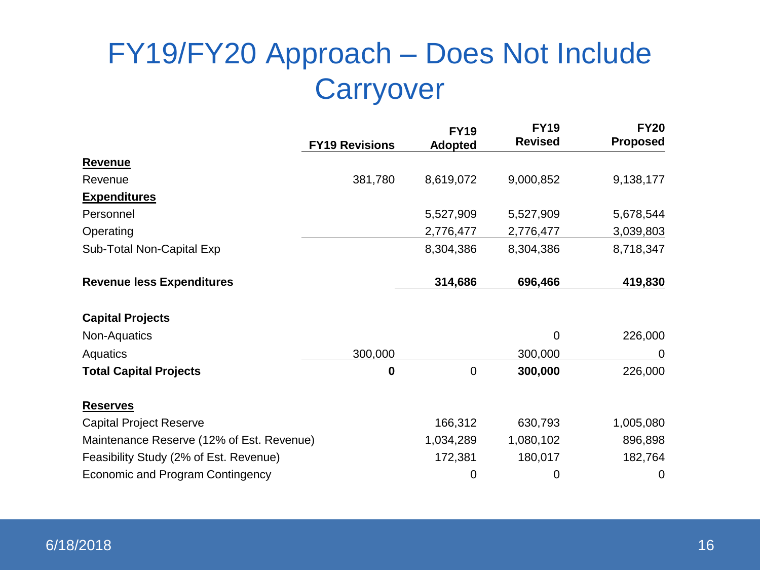# FY19/FY20 Approach – Does Not Include Carryover

| | FY19 Revisions | FY19 Adopted | FY19 Revised | FY20 Proposed |
|---|---|---|---|---|
| **Revenue** | | | | |
| Revenue | 381,780 | 8,619,072 | 9,000,852 | 9,138,177 |
| **Expenditures** | | | | |
| Personnel | | 5,527,909 | 5,527,909 | 5,678,544 |
| Operating | | 2,776,477 | 2,776,477 | 3,039,803 |
| Sub-Total Non-Capital Exp | | 8,304,386 | 8,304,386 | 8,718,347 |
| **Revenue less Expenditures** | | **314,686** | **696,466** | **419,830** |
| **Capital Projects** | | | | |
| Non-Aquatics | | | 0 | 226,000 |
| Aquatics | 300,000 | | 300,000 | 0 |
| **Total Capital Projects** | **0** | 0 | **300,000** | 226,000 |
| **Reserves** | | | | |
| Capital Project Reserve | | 166,312 | 630,793 | 1,005,080 |
| Maintenance Reserve (12% of Est. Revenue) | | 1,034,289 | 1,080,102 | 896,898 |
| Feasibility Study (2% of Est. Revenue) | | 172,381 | 180,017 | 182,764 |
| Economic and Program Contingency | | 0 | 0 | 0 |

6/18/2018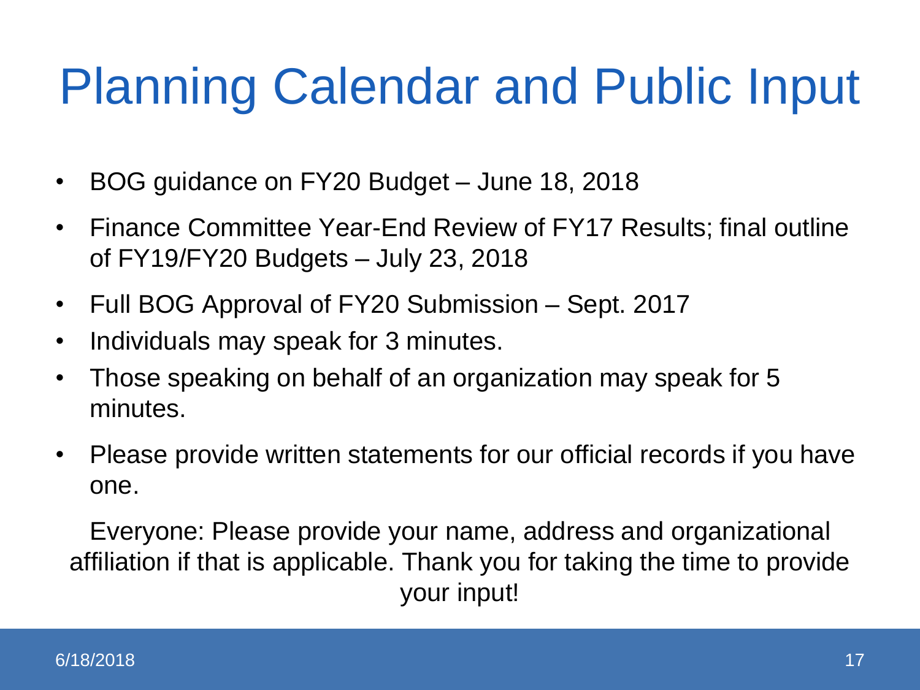# Planning Calendar and Public Input

- BOG guidance on FY20 Budget – June 18, 2018
- Finance Committee Year-End Review of FY17 Results; final outline of FY19/FY20 Budgets – July 23, 2018
- Full BOG Approval of FY20 Submission – Sept. 2017
- Individuals may speak for 3 minutes.
- Those speaking on behalf of an organization may speak for 5 minutes.
- Please provide written statements for our official records if you have one.

Everyone: Please provide your name, address and organizational affiliation if that is applicable. Thank you for taking the time to provide your input!